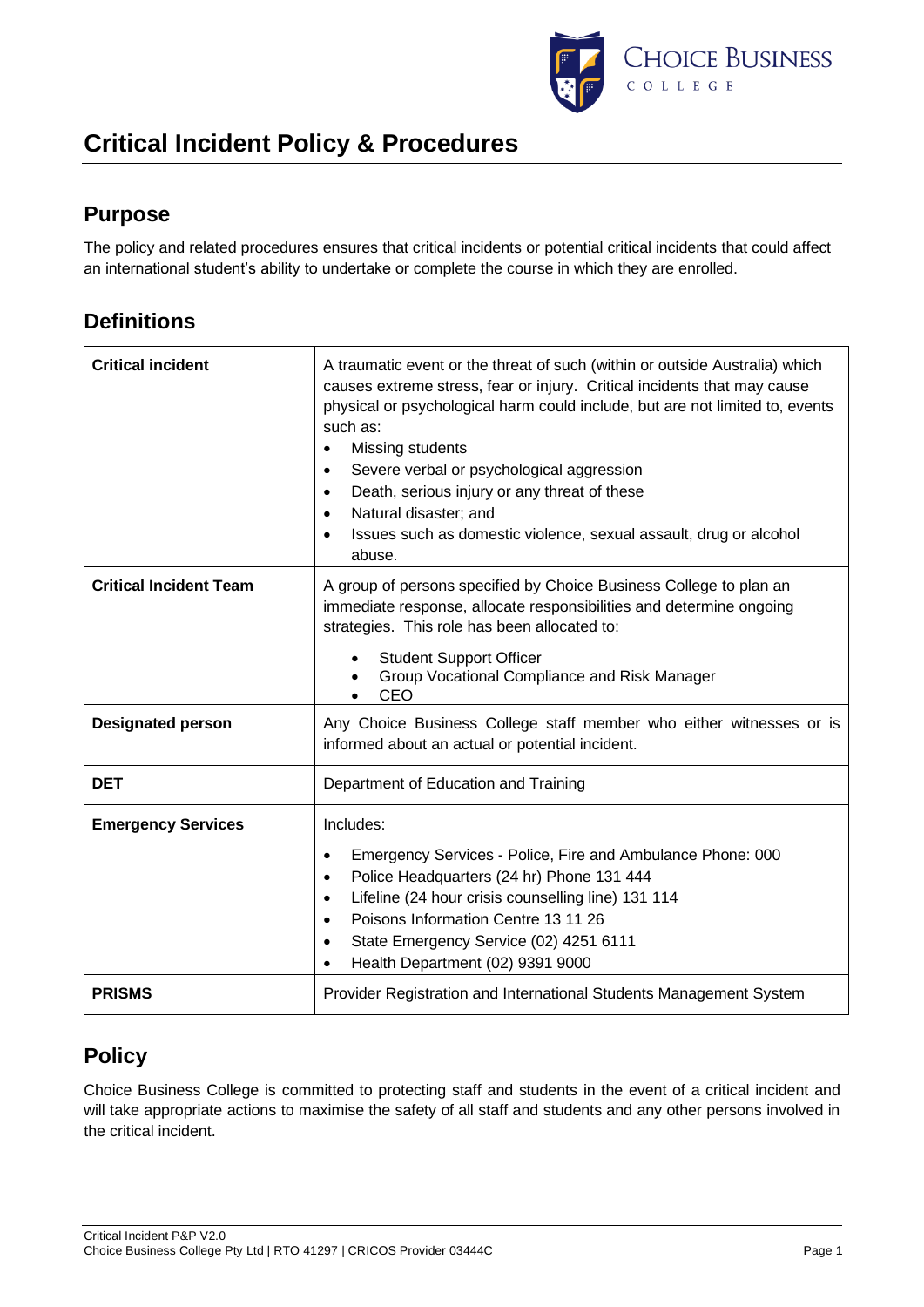# Critical Incident Policy & Procedures

## Purpose

The policy and related procedures ensures that critical incidents or potential critical incidents that could affect an international student's ability to undertake or complete the course in which they are enrolled.

## Definitions

| | |
|---|---|
| **Critical incident** | A traumatic event or the threat of such (within or outside Australia) which causes extreme stress, fear or injury. Critical incidents that may cause physical or psychological harm could include, but are not limited to, events such as:<br>• Missing students<br>• Severe verbal or psychological aggression<br>• Death, serious injury or any threat of these<br>• Natural disaster; and<br>• Issues such as domestic violence, sexual assault, drug or alcohol abuse. |
| **Critical Incident Team** | A group of persons specified by Choice Business College to plan an immediate response, allocate responsibilities and determine ongoing strategies. This role has been allocated to:<br>• Student Support Officer<br>• Group Vocational Compliance and Risk Manager<br>• CEO |
| **Designated person** | Any Choice Business College staff member who either witnesses or is informed about an actual or potential incident. |
| **DET** | Department of Education and Training |
| **Emergency Services** | Includes:<br>• Emergency Services - Police, Fire and Ambulance Phone: 000<br>• Police Headquarters (24 hr) Phone 131 444<br>• Lifeline (24 hour crisis counselling line) 131 114<br>• Poisons Information Centre 13 11 26<br>• State Emergency Service (02) 4251 6111<br>• Health Department (02) 9391 9000 |
| **PRISMS** | Provider Registration and International Students Management System |

## Policy

Choice Business College is committed to protecting staff and students in the event of a critical incident and will take appropriate actions to maximise the safety of all staff and students and any other persons involved in the critical incident.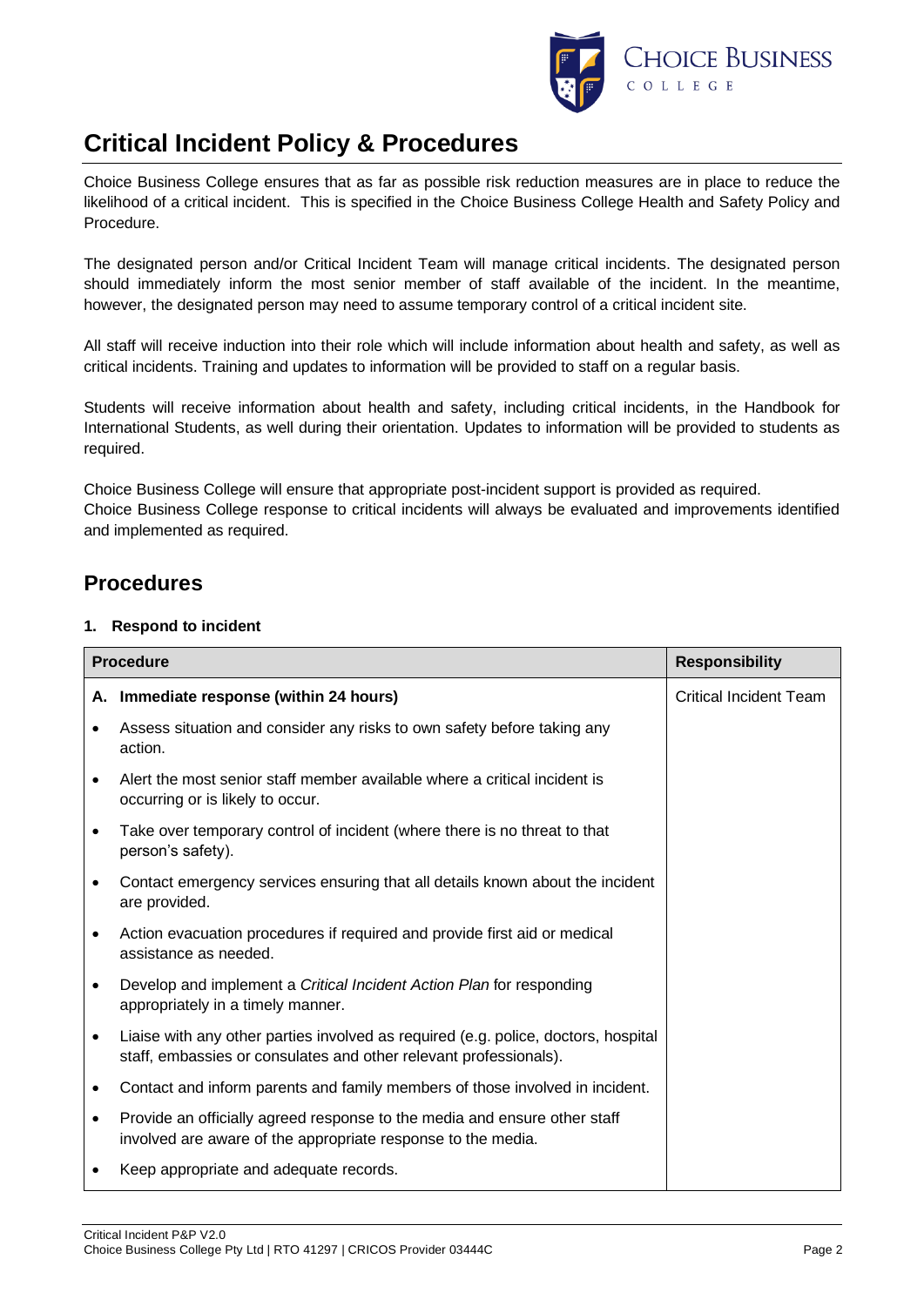# Critical Incident Policy & Procedures

Choice Business College ensures that as far as possible risk reduction measures are in place to reduce the likelihood of a critical incident. This is specified in the Choice Business College Health and Safety Policy and Procedure.

The designated person and/or Critical Incident Team will manage critical incidents. The designated person should immediately inform the most senior member of staff available of the incident. In the meantime, however, the designated person may need to assume temporary control of a critical incident site.

All staff will receive induction into their role which will include information about health and safety, as well as critical incidents. Training and updates to information will be provided to staff on a regular basis.

Students will receive information about health and safety, including critical incidents, in the Handbook for International Students, as well during their orientation. Updates to information will be provided to students as required.

Choice Business College will ensure that appropriate post-incident support is provided as required.
Choice Business College response to critical incidents will always be evaluated and improvements identified and implemented as required.

## Procedures

### 1. Respond to incident

| Procedure | Responsibility |
|---|---|
| **A. Immediate response (within 24 hours)**<br>• Assess situation and consider any risks to own safety before taking any action.<br>• Alert the most senior staff member available where a critical incident is occurring or is likely to occur.<br>• Take over temporary control of incident (where there is no threat to that person's safety).<br>• Contact emergency services ensuring that all details known about the incident are provided.<br>• Action evacuation procedures if required and provide first aid or medical assistance as needed.<br>• Develop and implement a *Critical Incident Action Plan* for responding appropriately in a timely manner.<br>• Liaise with any other parties involved as required (e.g. police, doctors, hospital staff, embassies or consulates and other relevant professionals).<br>• Contact and inform parents and family members of those involved in incident.<br>• Provide an officially agreed response to the media and ensure other staff involved are aware of the appropriate response to the media.<br>• Keep appropriate and adequate records. | Critical Incident Team |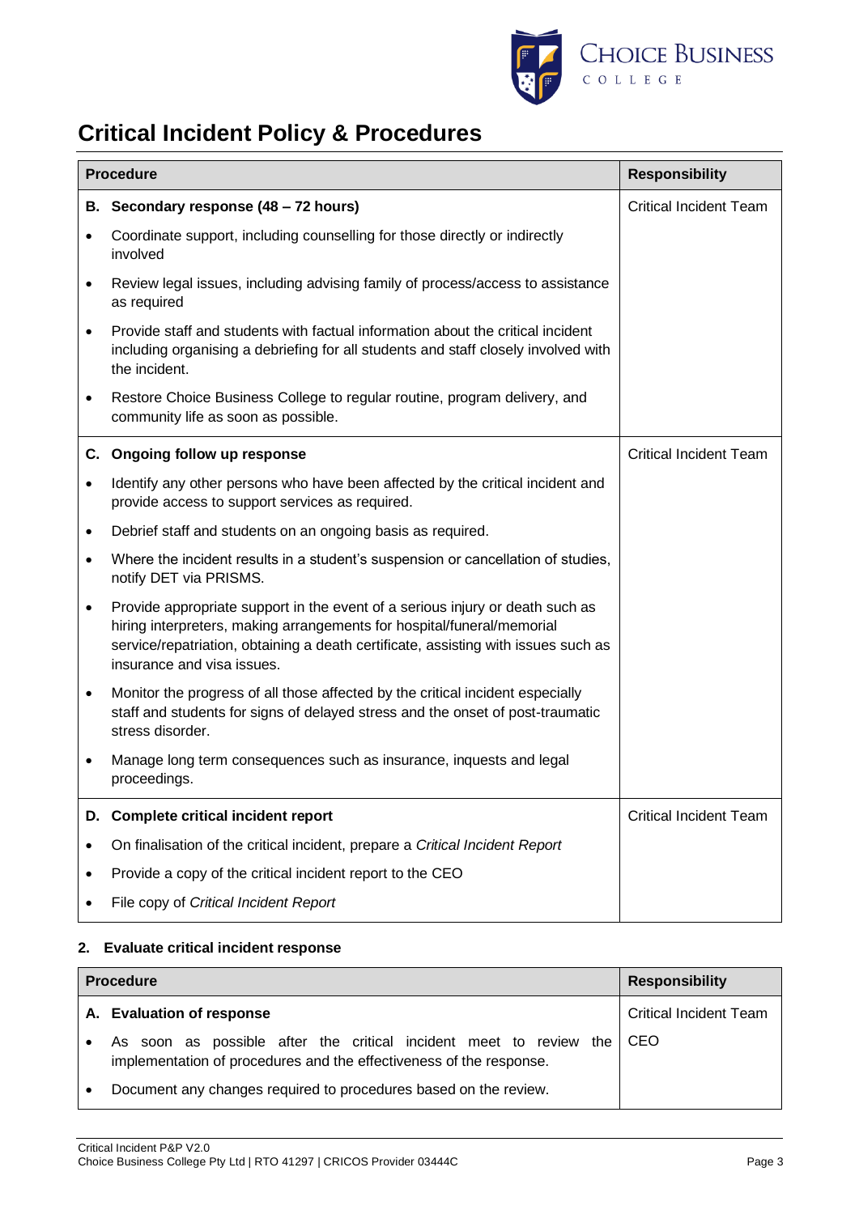# Critical Incident Policy & Procedures

| Procedure | Responsibility |
| --- | --- |
| **B. Secondary response (48 – 72 hours)**<br>• Coordinate support, including counselling for those directly or indirectly involved<br>• Review legal issues, including advising family of process/access to assistance as required<br>• Provide staff and students with factual information about the critical incident including organising a debriefing for all students and staff closely involved with the incident.<br>• Restore Choice Business College to regular routine, program delivery, and community life as soon as possible. | Critical Incident Team |
| **C. Ongoing follow up response**<br>• Identify any other persons who have been affected by the critical incident and provide access to support services as required.<br>• Debrief staff and students on an ongoing basis as required.<br>• Where the incident results in a student's suspension or cancellation of studies, notify DET via PRISMS.<br>• Provide appropriate support in the event of a serious injury or death such as hiring interpreters, making arrangements for hospital/funeral/memorial service/repatriation, obtaining a death certificate, assisting with issues such as insurance and visa issues.<br>• Monitor the progress of all those affected by the critical incident especially staff and students for signs of delayed stress and the onset of post-traumatic stress disorder.<br>• Manage long term consequences such as insurance, inquests and legal proceedings. | Critical Incident Team |
| **D. Complete critical incident report**<br>• On finalisation of the critical incident, prepare a *Critical Incident Report*<br>• Provide a copy of the critical incident report to the CEO<br>• File copy of *Critical Incident Report* | Critical Incident Team |

### 2. Evaluate critical incident response

| Procedure | Responsibility |
| --- | --- |
| **A. Evaluation of response**<br>• As soon as possible after the critical incident meet to review the implementation of procedures and the effectiveness of the response.<br>• Document any changes required to procedures based on the review. | Critical Incident Team<br>CEO |

Critical Incident P&P V2.0
Choice Business College Pty Ltd | RTO 41297 | CRICOS Provider 03444C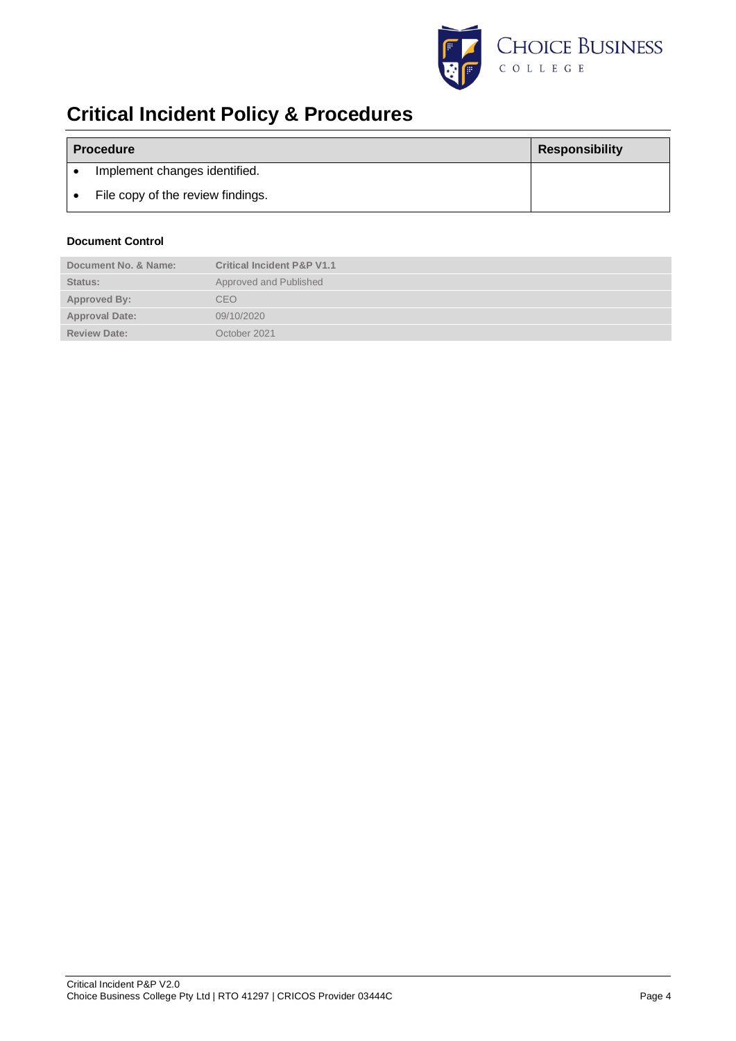# Critical Incident Policy & Procedures

| Procedure | Responsibility |
| --- | --- |
| • Implement changes identified.<br>• File copy of the review findings. | |

**Document Control**

| | |
| --- | --- |
| **Document No. & Name:** | **Critical Incident P&P V1.1** |
| **Status:** | Approved and Published |
| **Approved By:** | CEO |
| **Approval Date:** | 09/10/2020 |
| **Review Date:** | October 2021 |